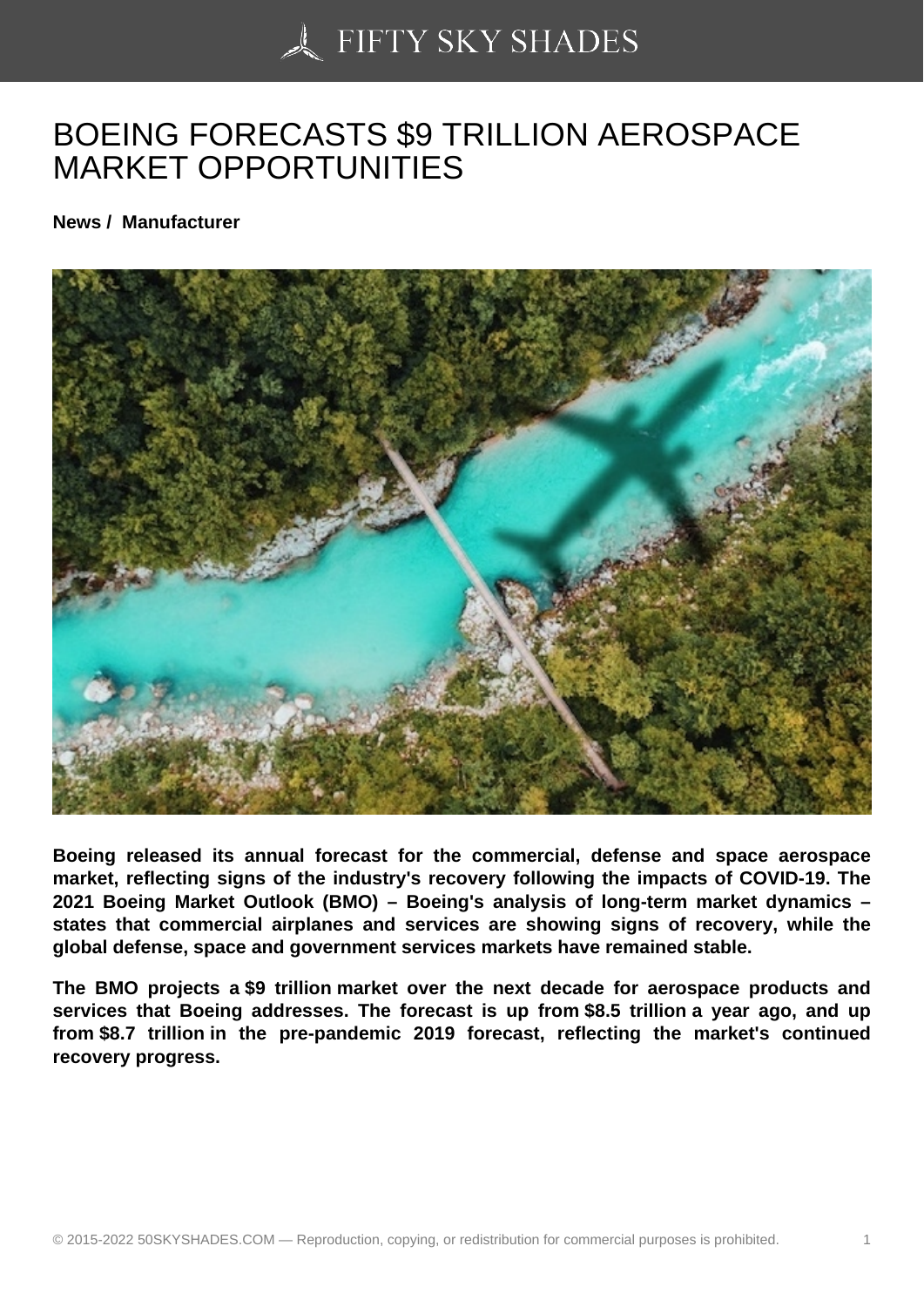# BOEING FORECASTS $9 TRILLION AEROSPACE MARKET OPPORTUNITIES

**News / Manufacturer**

**Boeing released its annual forecast for the commercial, defense and space aerospace market, reflecting signs of the industry's recovery following the impacts of COVID-19. The 2021 Boeing Market Outlook (BMO) – Boeing's analysis of long-term market dynamics – states that commercial airplanes and services are showing signs of recovery, while the global defense, space and government services markets have remained stable.**

**The BMO projects a $9 trillion market over the next decade for aerospace products and services that Boeing addresses. The forecast is up from $8.5 trillion a year ago, and up from $8.7 trillion in the pre-pandemic 2019 forecast, reflecting the market's continued recovery progress.**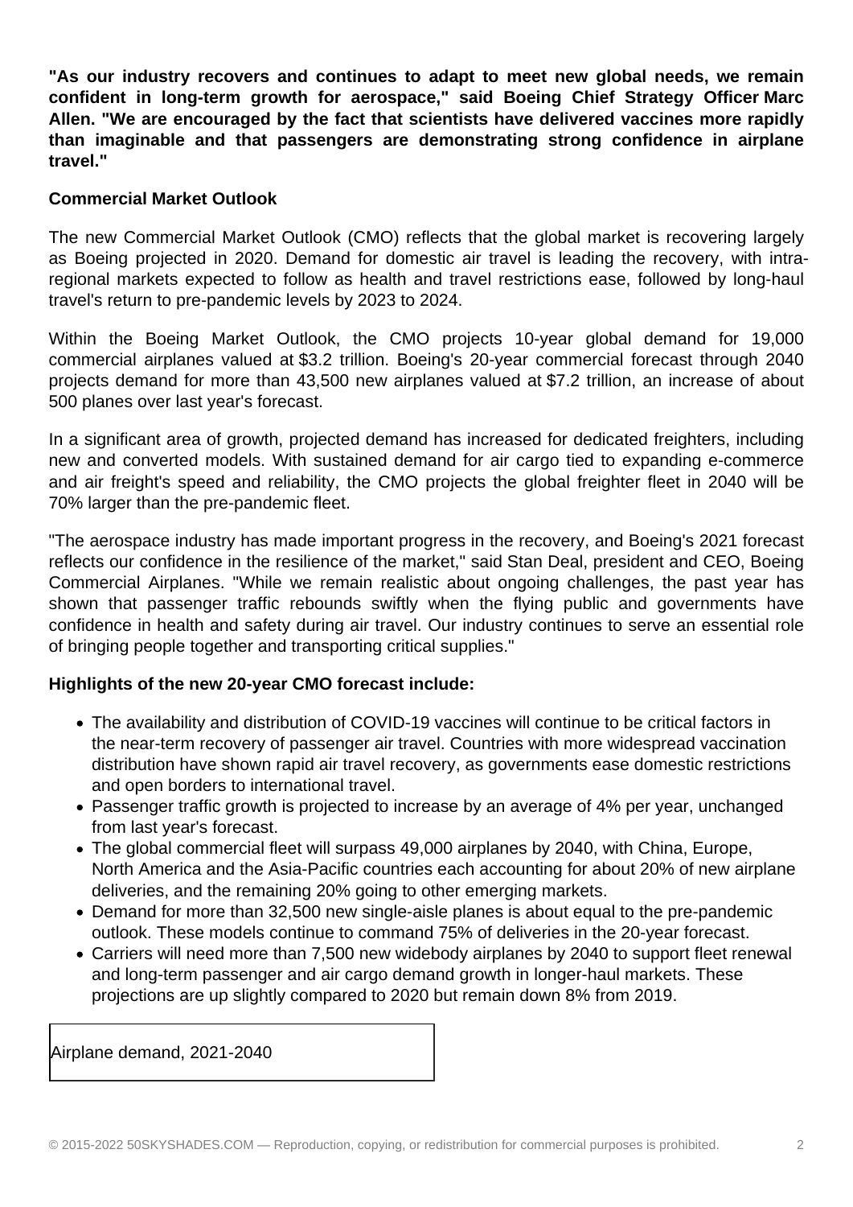**"As our industry recovers and continues to adapt to meet new global needs, we remain confident in long-term growth for aerospace," said Boeing Chief Strategy Officer Marc Allen. "We are encouraged by the fact that scientists have delivered vaccines more rapidly than imaginable and that passengers are demonstrating strong confidence in airplane travel."**

**Commercial Market Outlook**

The new Commercial Market Outlook (CMO) reflects that the global market is recovering largely as Boeing projected in 2020. Demand for domestic air travel is leading the recovery, with intra-regional markets expected to follow as health and travel restrictions ease, followed by long-haul travel's return to pre-pandemic levels by 2023 to 2024.

Within the Boeing Market Outlook, the CMO projects 10-year global demand for 19,000 commercial airplanes valued at $3.2 trillion. Boeing's 20-year commercial forecast through 2040 projects demand for more than 43,500 new airplanes valued at $7.2 trillion, an increase of about 500 planes over last year's forecast.

In a significant area of growth, projected demand has increased for dedicated freighters, including new and converted models. With sustained demand for air cargo tied to expanding e-commerce and air freight's speed and reliability, the CMO projects the global freighter fleet in 2040 will be 70% larger than the pre-pandemic fleet.

"The aerospace industry has made important progress in the recovery, and Boeing's 2021 forecast reflects our confidence in the resilience of the market," said Stan Deal, president and CEO, Boeing Commercial Airplanes. "While we remain realistic about ongoing challenges, the past year has shown that passenger traffic rebounds swiftly when the flying public and governments have confidence in health and safety during air travel. Our industry continues to serve an essential role of bringing people together and transporting critical supplies."

**Highlights of the new 20-year CMO forecast include:**

- The availability and distribution of COVID-19 vaccines will continue to be critical factors in the near-term recovery of passenger air travel. Countries with more widespread vaccination distribution have shown rapid air travel recovery, as governments ease domestic restrictions and open borders to international travel.
- Passenger traffic growth is projected to increase by an average of 4% per year, unchanged from last year's forecast.
- The global commercial fleet will surpass 49,000 airplanes by 2040, with China, Europe, North America and the Asia-Pacific countries each accounting for about 20% of new airplane deliveries, and the remaining 20% going to other emerging markets.
- Demand for more than 32,500 new single-aisle planes is about equal to the pre-pandemic outlook. These models continue to command 75% of deliveries in the 20-year forecast.
- Carriers will need more than 7,500 new widebody airplanes by 2040 to support fleet renewal and long-term passenger and air cargo demand growth in longer-haul markets. These projections are up slightly compared to 2020 but remain down 8% from 2019.

| Airplane demand, 2021-2040 |
| --- |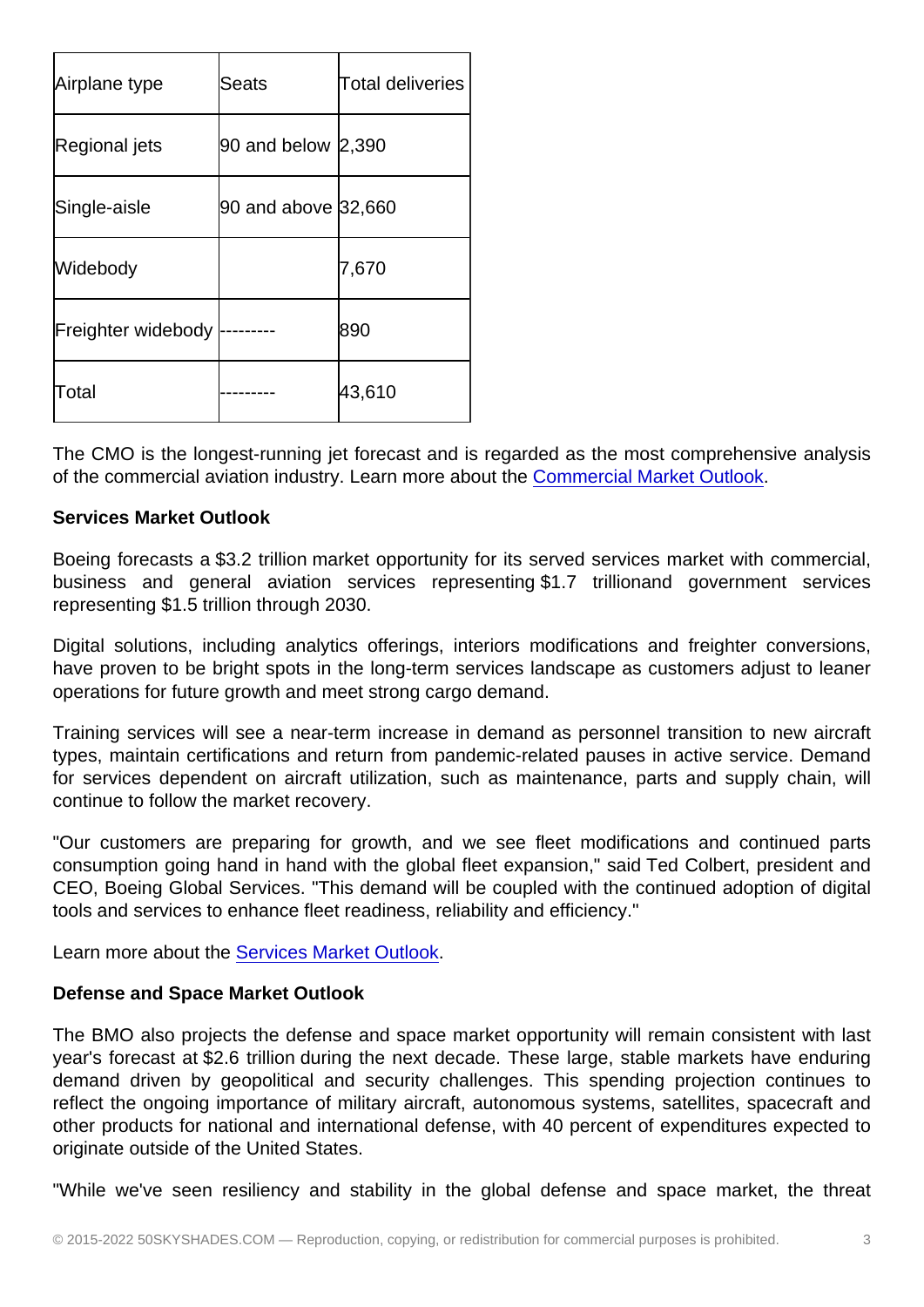| Airplane type | Seats | Total deliveries |
|---|---|---|
| Regional jets | 90 and below | 2,390 |
| Single-aisle | 90 and above | 32,660 |
| Widebody | | 7,670 |
| Freighter widebody | --------- | 890 |
| Total | --------- | 43,610 |

The CMO is the longest-running jet forecast and is regarded as the most comprehensive analysis of the commercial aviation industry. Learn more about the Commercial Market Outlook.

**Services Market Outlook**

Boeing forecasts a $3.2 trillion market opportunity for its served services market with commercial, business and general aviation services representing $1.7 trillionand government services representing $1.5 trillion through 2030.

Digital solutions, including analytics offerings, interiors modifications and freighter conversions, have proven to be bright spots in the long-term services landscape as customers adjust to leaner operations for future growth and meet strong cargo demand.

Training services will see a near-term increase in demand as personnel transition to new aircraft types, maintain certifications and return from pandemic-related pauses in active service. Demand for services dependent on aircraft utilization, such as maintenance, parts and supply chain, will continue to follow the market recovery.

"Our customers are preparing for growth, and we see fleet modifications and continued parts consumption going hand in hand with the global fleet expansion," said Ted Colbert, president and CEO, Boeing Global Services. "This demand will be coupled with the continued adoption of digital tools and services to enhance fleet readiness, reliability and efficiency."

Learn more about the Services Market Outlook.

**Defense and Space Market Outlook**

The BMO also projects the defense and space market opportunity will remain consistent with last year's forecast at $2.6 trillion during the next decade. These large, stable markets have enduring demand driven by geopolitical and security challenges. This spending projection continues to reflect the ongoing importance of military aircraft, autonomous systems, satellites, spacecraft and other products for national and international defense, with 40 percent of expenditures expected to originate outside of the United States.

"While we've seen resiliency and stability in the global defense and space market, the threat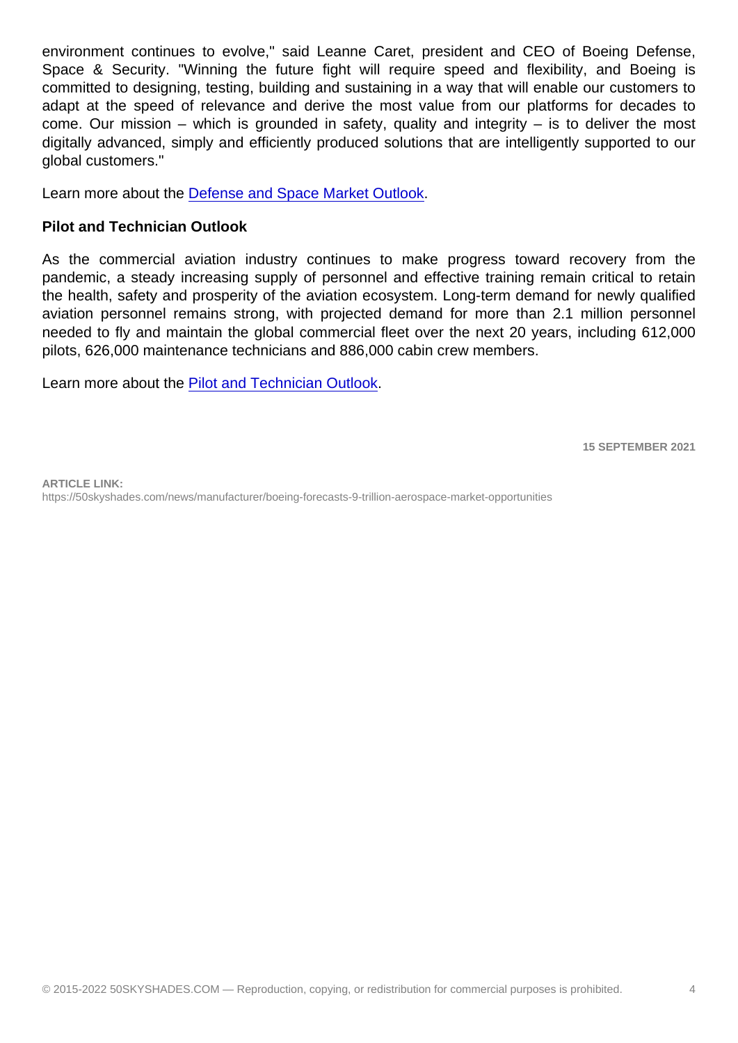environment continues to evolve," said Leanne Caret, president and CEO of Boeing Defense, Space & Security. "Winning the future fight will require speed and flexibility, and Boeing is committed to designing, testing, building and sustaining in a way that will enable our customers to adapt at the speed of relevance and derive the most value from our platforms for decades to come. Our mission – which is grounded in safety, quality and integrity – is to deliver the most digitally advanced, simply and efficiently produced solutions that are intelligently supported to our global customers."

Learn more about the Defense and Space Market Outlook.

**Pilot and Technician Outlook**

As the commercial aviation industry continues to make progress toward recovery from the pandemic, a steady increasing supply of personnel and effective training remain critical to retain the health, safety and prosperity of the aviation ecosystem. Long-term demand for newly qualified aviation personnel remains strong, with projected demand for more than 2.1 million personnel needed to fly and maintain the global commercial fleet over the next 20 years, including 612,000 pilots, 626,000 maintenance technicians and 886,000 cabin crew members.

Learn more about the Pilot and Technician Outlook.

**15 SEPTEMBER 2021**

**ARTICLE LINK:**
https://50skyshades.com/news/manufacturer/boeing-forecasts-9-trillion-aerospace-market-opportunities